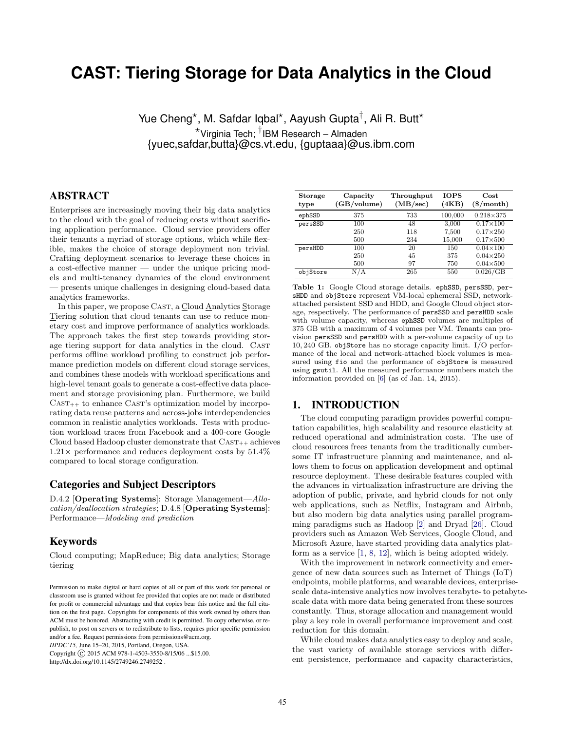# CAST: Tiering Storage for Data Analytics in the Cloud

Yue Cheng[⋆], M. Safdar Iqbal[⋆], Aayush Gupta[†], Ali R. Butt[⋆]

[⋆]Virginia Tech; [†]IBM Research – Almaden

{yuec,safdar,butta}@cs.vt.edu, {guptaaa}@us.ibm.com

## ABSTRACT

Enterprises are increasingly moving their big data analytics to the cloud with the goal of reducing costs without sacrificing application performance. Cloud service providers offer their tenants a myriad of storage options, which while flexible, makes the choice of storage deployment non trivial. Crafting deployment scenarios to leverage these choices in a cost-effective manner — under the unique pricing models and multi-tenancy dynamics of the cloud environment — presents unique challenges in designing cloud-based data analytics frameworks.

In this paper, we propose CAST, a Cloud Analytics Storage Tiering solution that cloud tenants can use to reduce monetary cost and improve performance of analytics workloads. The approach takes the first step towards providing storage tiering support for data analytics in the cloud. CAST performs offline workload profiling to construct job performance prediction models on different cloud storage services, and combines these models with workload specifications and high-level tenant goals to generate a cost-effective data placement and storage provisioning plan. Furthermore, we build $\text{CAST}_{++}$ to enhance CAST's optimization model by incorporating data reuse patterns and across-jobs interdependencies common in realistic analytics workloads. Tests with production workload traces from Facebook and a 400-core Google Cloud based Hadoop cluster demonstrate that $\text{CAST}_{++}$ achieves $1.21\times$ performance and reduces deployment costs by 51.4% compared to local storage configuration.

### Categories and Subject Descriptors

D.4.2 [**Operating Systems**]: Storage Management—*Allocation/deallocation strategies*; D.4.8 [**Operating Systems**]: Performance—*Modeling and prediction*

### Keywords

Cloud computing; MapReduce; Big data analytics; Storage tiering

Permission to make digital or hard copies of all or part of this work for personal or classroom use is granted without fee provided that copies are not made or distributed for profit or commercial advantage and that copies bear this notice and the full citation on the first page. Copyrights for components of this work owned by others than ACM must be honored. Abstracting with credit is permitted. To copy otherwise, or republish, to post on servers or to redistribute to lists, requires prior specific permission and/or a fee. Request permissions from permissions@acm.org.
*HPDC'15,* June 15–20, 2015, Portland, Oregon, USA.
Copyright © 2015 ACM 978-1-4503-3550-8/15/06 ...$15.00.
http://dx.doi.org/10.1145/2749246.2749252 .

| Storage type | Capacity (GB/volume) | Throughput (MB/sec) | IOPS (4KB) | Cost ($/month) |
|---|---|---|---|---|
| `ephSSD` | 375 | 733 | 100,000 | $0.218\times375$ |
| `persSSD` | 100 | 48 | 3,000 | $0.17\times100$ |
| | 250 | 118 | 7,500 | $0.17\times250$ |
| | 500 | 234 | 15,000 | $0.17\times500$ |
| `persHDD` | 100 | 20 | 150 | $0.04\times100$ |
| | 250 | 45 | 375 | $0.04\times250$ |
| | 500 | 97 | 750 | $0.04\times500$ |
| `objStore` | N/A | 265 | 550 | 0.026/GB |

**Table 1:** Google Cloud storage details. `ephSSD`, `persSSD`, `persHDD` and `objStore` represent VM-local ephemeral SSD, network-attached persistent SSD and HDD, and Google Cloud object storage, respectively. The performance of `persSSD` and `persHDD` scale with volume capacity, whereas `ephSSD` volumes are multiples of 375 GB with a maximum of 4 volumes per VM. Tenants can provision `persSSD` and `persHDD` with a per-volume capacity of up to 10,240 GB. `objStore` has no storage capacity limit. I/O performance of the local and network-attached block volumes is measured using `fio` and the performance of `objStore` is measured using `gsutil`. All the measured performance numbers match the information provided on [6] (as of Jan. 14, 2015).

## 1. INTRODUCTION

The cloud computing paradigm provides powerful computation capabilities, high scalability and resource elasticity at reduced operational and administration costs. The use of cloud resources frees tenants from the traditionally cumbersome IT infrastructure planning and maintenance, and allows them to focus on application development and optimal resource deployment. These desirable features coupled with the advances in virtualization infrastructure are driving the adoption of public, private, and hybrid clouds for not only web applications, such as Netflix, Instagram and Airbnb, but also modern big data analytics using parallel programming paradigms such as Hadoop [2] and Dryad [26]. Cloud providers such as Amazon Web Services, Google Cloud, and Microsoft Azure, have started providing data analytics platform as a service [1, 8, 12], which is being adopted widely.

With the improvement in network connectivity and emergence of new data sources such as Internet of Things (IoT) endpoints, mobile platforms, and wearable devices, enterprise-scale data-intensive analytics now involves terabyte- to petabyte-scale data with more data being generated from these sources constantly. Thus, storage allocation and management would play a key role in overall performance improvement and cost reduction for this domain.

While cloud makes data analytics easy to deploy and scale, the vast variety of available storage services with different persistence, performance and capacity characteristics,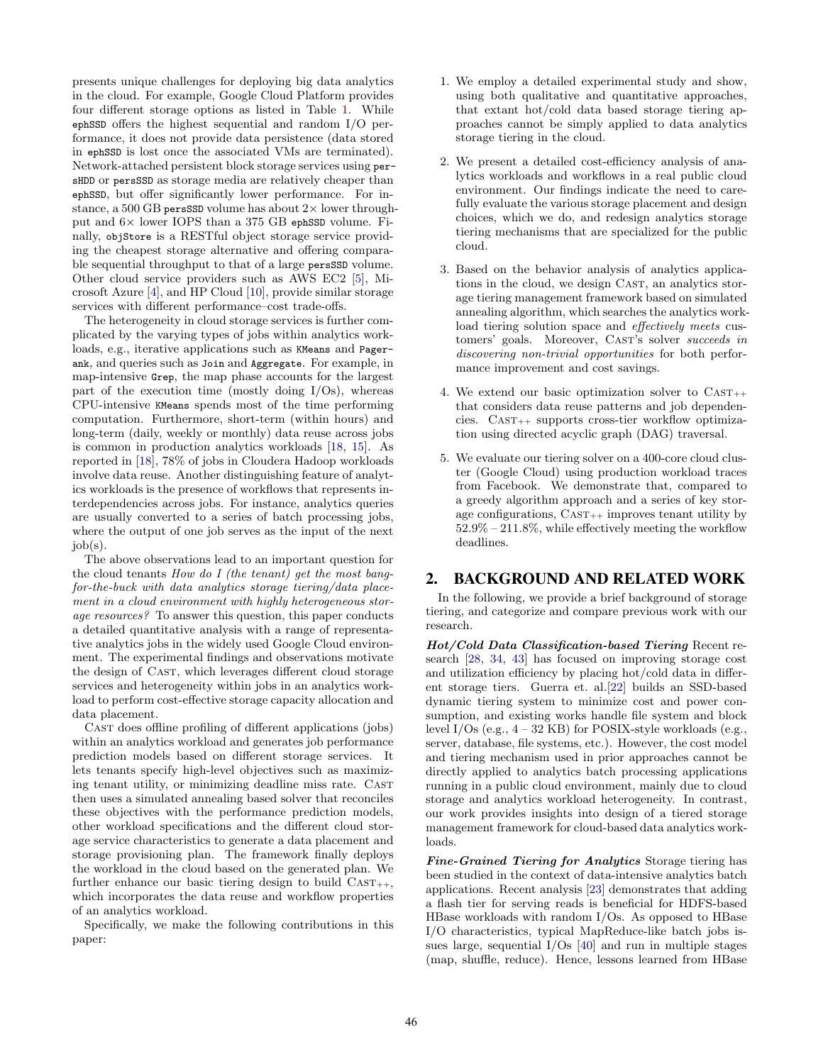presents unique challenges for deploying big data analytics in the cloud. For example, Google Cloud Platform provides four different storage options as listed in Table 1. While `ephSSD` offers the highest sequential and random I/O performance, it does not provide data persistence (data stored in `ephSSD` is lost once the associated VMs are terminated). Network-attached persistent block storage services using `persHDD` or `persSSD` as storage media are relatively cheaper than `ephSSD`, but offer significantly lower performance. For instance, a 500 GB `persSSD` volume has about 2× lower throughput and 6× lower IOPS than a 375 GB `ephSSD` volume. Finally, `objStore` is a RESTful object storage service providing the cheapest storage alternative and offering comparable sequential throughput to that of a large `persSSD` volume. Other cloud service providers such as AWS EC2 [5], Microsoft Azure [4], and HP Cloud [10], provide similar storage services with different performance–cost trade-offs.

The heterogeneity in cloud storage services is further complicated by the varying types of jobs within analytics workloads, e.g., iterative applications such as `KMeans` and `Pagerank`, and queries such as `Join` and `Aggregate`. For example, in map-intensive `Grep`, the map phase accounts for the largest part of the execution time (mostly doing I/Os), whereas CPU-intensive `KMeans` spends most of the time performing computation. Furthermore, short-term (within hours) and long-term (daily, weekly or monthly) data reuse across jobs is common in production analytics workloads [18, 15]. As reported in [18], 78% of jobs in Cloudera Hadoop workloads involve data reuse. Another distinguishing feature of analytics workloads is the presence of workflows that represents interdependencies across jobs. For instance, analytics queries are usually converted to a series of batch processing jobs, where the output of one job serves as the input of the next job(s).

The above observations lead to an important question for the cloud tenants *How do I (the tenant) get the most bang-for-the-buck with data analytics storage tiering/data placement in a cloud environment with highly heterogeneous storage resources?* To answer this question, this paper conducts a detailed quantitative analysis with a range of representative analytics jobs in the widely used Google Cloud environment. The experimental findings and observations motivate the design of Cast, which leverages different cloud storage services and heterogeneity within jobs in an analytics workload to perform cost-effective storage capacity allocation and data placement.

Cast does offline profiling of different applications (jobs) within an analytics workload and generates job performance prediction models based on different storage services. It lets tenants specify high-level objectives such as maximizing tenant utility, or minimizing deadline miss rate. Cast then uses a simulated annealing based solver that reconciles these objectives with the performance prediction models, other workload specifications and the different cloud storage service characteristics to generate a data placement and storage provisioning plan. The framework finally deploys the workload in the cloud based on the generated plan. We further enhance our basic tiering design to build Cast++, which incorporates the data reuse and workflow properties of an analytics workload.

Specifically, we make the following contributions in this paper:

1. We employ a detailed experimental study and show, using both qualitative and quantitative approaches, that extant hot/cold data based storage tiering approaches cannot be simply applied to data analytics storage tiering in the cloud.

2. We present a detailed cost-efficiency analysis of analytics workloads and workflows in a real public cloud environment. Our findings indicate the need to carefully evaluate the various storage placement and design choices, which we do, and redesign analytics storage tiering mechanisms that are specialized for the public cloud.

3. Based on the behavior analysis of analytics applications in the cloud, we design Cast, an analytics storage tiering management framework based on simulated annealing algorithm, which searches the analytics workload tiering solution space and *effectively meets* customers' goals. Moreover, Cast's solver *succeeds in discovering non-trivial opportunities* for both performance improvement and cost savings.

4. We extend our basic optimization solver to Cast++ that considers data reuse patterns and job dependencies. Cast++ supports cross-tier workflow optimization using directed acyclic graph (DAG) traversal.

5. We evaluate our tiering solver on a 400-core cloud cluster (Google Cloud) using production workload traces from Facebook. We demonstrate that, compared to a greedy algorithm approach and a series of key storage configurations, Cast++ improves tenant utility by 52.9% – 211.8%, while effectively meeting the workflow deadlines.

## 2. BACKGROUND AND RELATED WORK

In the following, we provide a brief background of storage tiering, and categorize and compare previous work with our research.

***Hot/Cold Data Classification-based Tiering*** Recent research [28, 34, 43] has focused on improving storage cost and utilization efficiency by placing hot/cold data in different storage tiers. Guerra et. al.[22] builds an SSD-based dynamic tiering system to minimize cost and power consumption, and existing works handle file system and block level I/Os (e.g., 4 – 32 KB) for POSIX-style workloads (e.g., server, database, file systems, etc.). However, the cost model and tiering mechanism used in prior approaches cannot be directly applied to analytics batch processing applications running in a public cloud environment, mainly due to cloud storage and analytics workload heterogeneity. In contrast, our work provides insights into design of a tiered storage management framework for cloud-based data analytics workloads.

***Fine-Grained Tiering for Analytics*** Storage tiering has been studied in the context of data-intensive analytics batch applications. Recent analysis [23] demonstrates that adding a flash tier for serving reads is beneficial for HDFS-based HBase workloads with random I/Os. As opposed to HBase I/O characteristics, typical MapReduce-like batch jobs issues large, sequential I/Os [40] and run in multiple stages (map, shuffle, reduce). Hence, lessons learned from HBase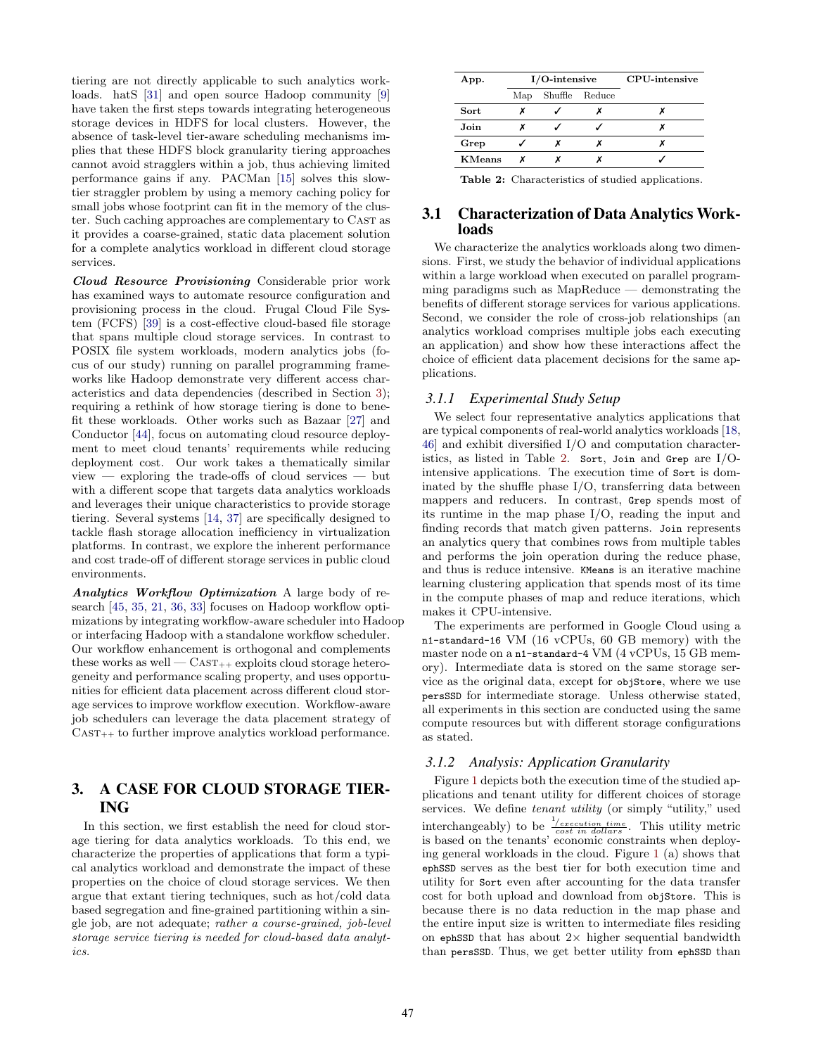tiering are not directly applicable to such analytics workloads. hatS [31] and open source Hadoop community [9] have taken the first steps towards integrating heterogeneous storage devices in HDFS for local clusters. However, the absence of task-level tier-aware scheduling mechanisms implies that these HDFS block granularity tiering approaches cannot avoid stragglers within a job, thus achieving limited performance gains if any. PACMan [15] solves this slow-tier straggler problem by using a memory caching policy for small jobs whose footprint can fit in the memory of the cluster. Such caching approaches are complementary to Cast as it provides a coarse-grained, static data placement solution for a complete analytics workload in different cloud storage services.

***Cloud Resource Provisioning*** Considerable prior work has examined ways to automate resource configuration and provisioning process in the cloud. Frugal Cloud File System (FCFS) [39] is a cost-effective cloud-based file storage that spans multiple cloud storage services. In contrast to POSIX file system workloads, modern analytics jobs (focus of our study) running on parallel programming frameworks like Hadoop demonstrate very different access characteristics and data dependencies (described in Section 3); requiring a rethink of how storage tiering is done to benefit these workloads. Other works such as Bazaar [27] and Conductor [44], focus on automating cloud resource deployment to meet cloud tenants' requirements while reducing deployment cost. Our work takes a thematically similar view — exploring the trade-offs of cloud services — but with a different scope that targets data analytics workloads and leverages their unique characteristics to provide storage tiering. Several systems [14, 37] are specifically designed to tackle flash storage allocation inefficiency in virtualization platforms. In contrast, we explore the inherent performance and cost trade-off of different storage services in public cloud environments.

***Analytics Workflow Optimization*** A large body of research [45, 35, 21, 36, 33] focuses on Hadoop workflow optimizations by integrating workflow-aware scheduler into Hadoop or interfacing Hadoop with a standalone workflow scheduler. Our workflow enhancement is orthogonal and complements these works as well — $\text{Cast}_{++}$ exploits cloud storage heterogeneity and performance scaling property, and uses opportunities for efficient data placement across different cloud storage services to improve workflow execution. Workflow-aware job schedulers can leverage the data placement strategy of $\text{Cast}_{++}$ to further improve analytics workload performance.

# 3. A CASE FOR CLOUD STORAGE TIERING

In this section, we first establish the need for cloud storage tiering for data analytics workloads. To this end, we characterize the properties of applications that form a typical analytics workload and demonstrate the impact of these properties on the choice of cloud storage services. We then argue that extant tiering techniques, such as hot/cold data based segregation and fine-grained partitioning within a single job, are not adequate; *rather a course-grained, job-level storage service tiering is needed for cloud-based data analytics.*

| App. | I/O-intensive | | | CPU-intensive |
|---|---|---|---|---|
| | Map | Shuffle | Reduce | |
| **Sort** | ✗ | ✓ | ✗ | ✗ |
| **Join** | ✗ | ✓ | ✓ | ✗ |
| **Grep** | ✓ | ✗ | ✗ | ✗ |
| **KMeans** | ✗ | ✗ | ✗ | ✓ |

**Table 2:** Characteristics of studied applications.

## 3.1 Characterization of Data Analytics Workloads

We characterize the analytics workloads along two dimensions. First, we study the behavior of individual applications within a large workload when executed on parallel programming paradigms such as MapReduce — demonstrating the benefits of different storage services for various applications. Second, we consider the role of cross-job relationships (an analytics workload comprises multiple jobs each executing an application) and show how these interactions affect the choice of efficient data placement decisions for the same applications.

### *3.1.1 Experimental Study Setup*

We select four representative analytics applications that are typical components of real-world analytics workloads [18, 46] and exhibit diversified I/O and computation characteristics, as listed in Table 2. `Sort`, `Join` and `Grep` are I/O-intensive applications. The execution time of `Sort` is dominated by the shuffle phase I/O, transferring data between mappers and reducers. In contrast, `Grep` spends most of its runtime in the map phase I/O, reading the input and finding records that match given patterns. `Join` represents an analytics query that combines rows from multiple tables and performs the join operation during the reduce phase, and thus is reduce intensive. `KMeans` is an iterative machine learning clustering application that spends most of its time in the compute phases of map and reduce iterations, which makes it CPU-intensive.

The experiments are performed in Google Cloud using a `n1-standard-16` VM (16 vCPUs, 60 GB memory) with the master node on a `n1-standard-4` VM (4 vCPUs, 15 GB memory). Intermediate data is stored on the same storage service as the original data, except for `objStore`, where we use `persSSD` for intermediate storage. Unless otherwise stated, all experiments in this section are conducted using the same compute resources but with different storage configurations as stated.

### *3.1.2 Analysis: Application Granularity*

Figure 1 depicts both the execution time of the studied applications and tenant utility for different choices of storage services. We define *tenant utility* (or simply "utility," used interchangeably) to be $\frac{1/execution\ time}{cost\ in\ dollars}$. This utility metric is based on the tenants' economic constraints when deploying general workloads in the cloud. Figure 1 (a) shows that `ephSSD` serves as the best tier for both execution time and utility for `Sort` even after accounting for the data transfer cost for both upload and download from `objStore`. This is because there is no data reduction in the map phase and the entire input size is written to intermediate files residing on `ephSSD` that has about 2× higher sequential bandwidth than `persSSD`. Thus, we get better utility from `ephSSD` than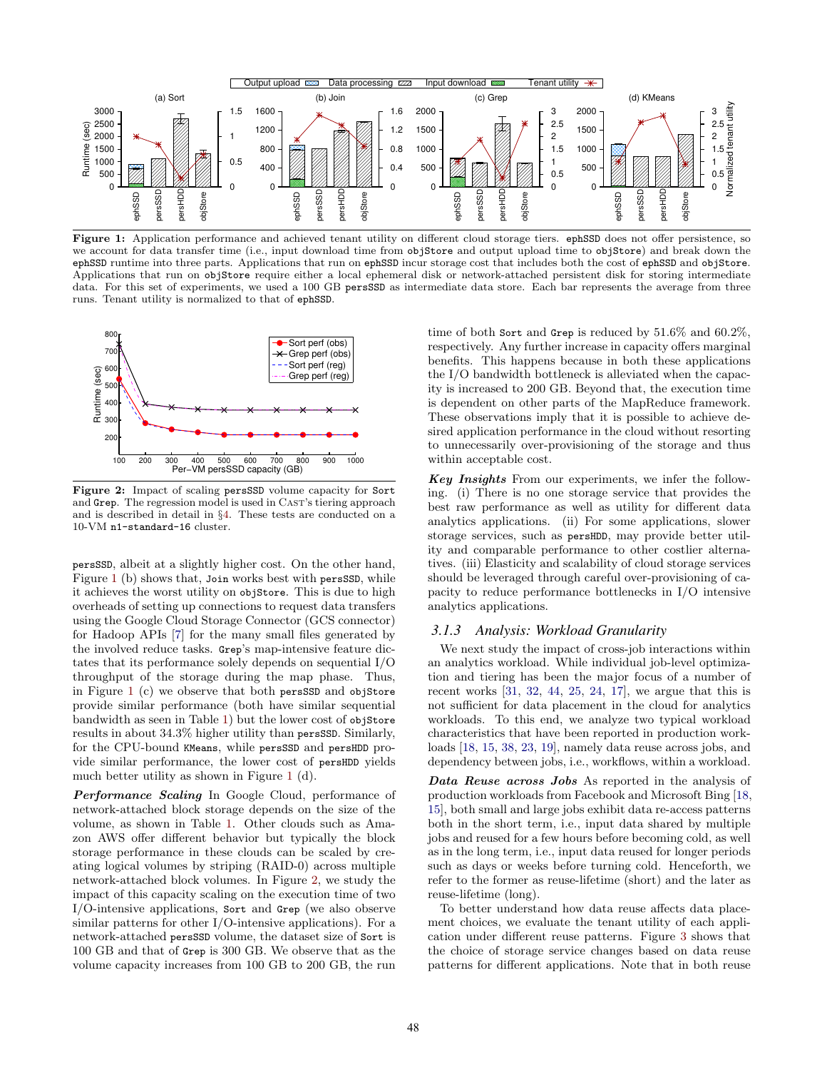**Figure 1:** Application performance and achieved tenant utility on different cloud storage tiers. `ephSSD` does not offer persistence, so we account for data transfer time (i.e., input download time from `objStore` and output upload time to `objStore`) and break down the `ephSSD` runtime into three parts. Applications that run on `ephSSD` incur storage cost that includes both the cost of `ephSSD` and `objStore`. Applications that run on `objStore` require either a local ephemeral disk or network-attached persistent disk for storing intermediate data. For this set of experiments, we used a 100 GB `persSSD` as intermediate data store. Each bar represents the average from three runs. Tenant utility is normalized to that of `ephSSD`.

**Figure 2:** Impact of scaling `persSSD` volume capacity for `Sort` and `Grep`. The regression model is used in CAST's tiering approach and is described in detail in §4. These tests are conducted on a 10-VM `n1-standard-16` cluster.

`persSSD`, albeit at a slightly higher cost. On the other hand, Figure 1 (b) shows that, `Join` works best with `persSSD`, while it achieves the worst utility on `objStore`. This is due to high overheads of setting up connections to request data transfers using the Google Cloud Storage Connector (GCS connector) for Hadoop APIs [7] for the many small files generated by the involved reduce tasks. `Grep`'s map-intensive feature dictates that its performance solely depends on sequential I/O throughput of the storage during the map phase. Thus, in Figure 1 (c) we observe that both `persSSD` and `objStore` provide similar performance (both have similar sequential bandwidth as seen in Table 1) but the lower cost of `objStore` results in about 34.3% higher utility than `persSSD`. Similarly, for the CPU-bound `KMeans`, while `persSSD` and `persHDD` provide similar performance, the lower cost of `persHDD` yields much better utility as shown in Figure 1 (d).

***Performance Scaling*** In Google Cloud, performance of network-attached block storage depends on the size of the volume, as shown in Table 1. Other clouds such as Amazon AWS offer different behavior but typically the block storage performance in these clouds can be scaled by creating logical volumes by striping (RAID-0) across multiple network-attached block volumes. In Figure 2, we study the impact of this capacity scaling on the execution time of two I/O-intensive applications, `Sort` and `Grep` (we also observe similar patterns for other I/O-intensive applications). For a network-attached `persSSD` volume, the dataset size of `Sort` is 100 GB and that of `Grep` is 300 GB. We observe that as the volume capacity increases from 100 GB to 200 GB, the run time of both `Sort` and `Grep` is reduced by 51.6% and 60.2%, respectively. Any further increase in capacity offers marginal benefits. This happens because in both these applications the I/O bandwidth bottleneck is alleviated when the capacity is increased to 200 GB. Beyond that, the execution time is dependent on other parts of the MapReduce framework. These observations imply that it is possible to achieve desired application performance in the cloud without resorting to unnecessarily over-provisioning of the storage and thus within acceptable cost.

***Key Insights*** From our experiments, we infer the following. (i) There is no one storage service that provides the best raw performance as well as utility for different data analytics applications. (ii) For some applications, slower storage services, such as `persHDD`, may provide better utility and comparable performance to other costlier alternatives. (iii) Elasticity and scalability of cloud storage services should be leveraged through careful over-provisioning of capacity to reduce performance bottlenecks in I/O intensive analytics applications.

### *3.1.3 Analysis: Workload Granularity*

We next study the impact of cross-job interactions within an analytics workload. While individual job-level optimization and tiering has been the major focus of a number of recent works [31, 32, 44, 25, 24, 17], we argue that this is not sufficient for data placement in the cloud for analytics workloads. To this end, we analyze two typical workload characteristics that have been reported in production workloads [18, 15, 38, 23, 19], namely data reuse across jobs, and dependency between jobs, i.e., workflows, within a workload.

***Data Reuse across Jobs*** As reported in the analysis of production workloads from Facebook and Microsoft Bing [18, 15], both small and large jobs exhibit data re-access patterns both in the short term, i.e., input data shared by multiple jobs and reused for a few hours before becoming cold, as well as in the long term, i.e., input data reused for longer periods such as days or weeks before turning cold. Henceforth, we refer to the former as reuse-lifetime (short) and the later as reuse-lifetime (long).

To better understand how data reuse affects data placement choices, we evaluate the tenant utility of each application under different reuse patterns. Figure 3 shows that the choice of storage service changes based on data reuse patterns for different applications. Note that in both reuse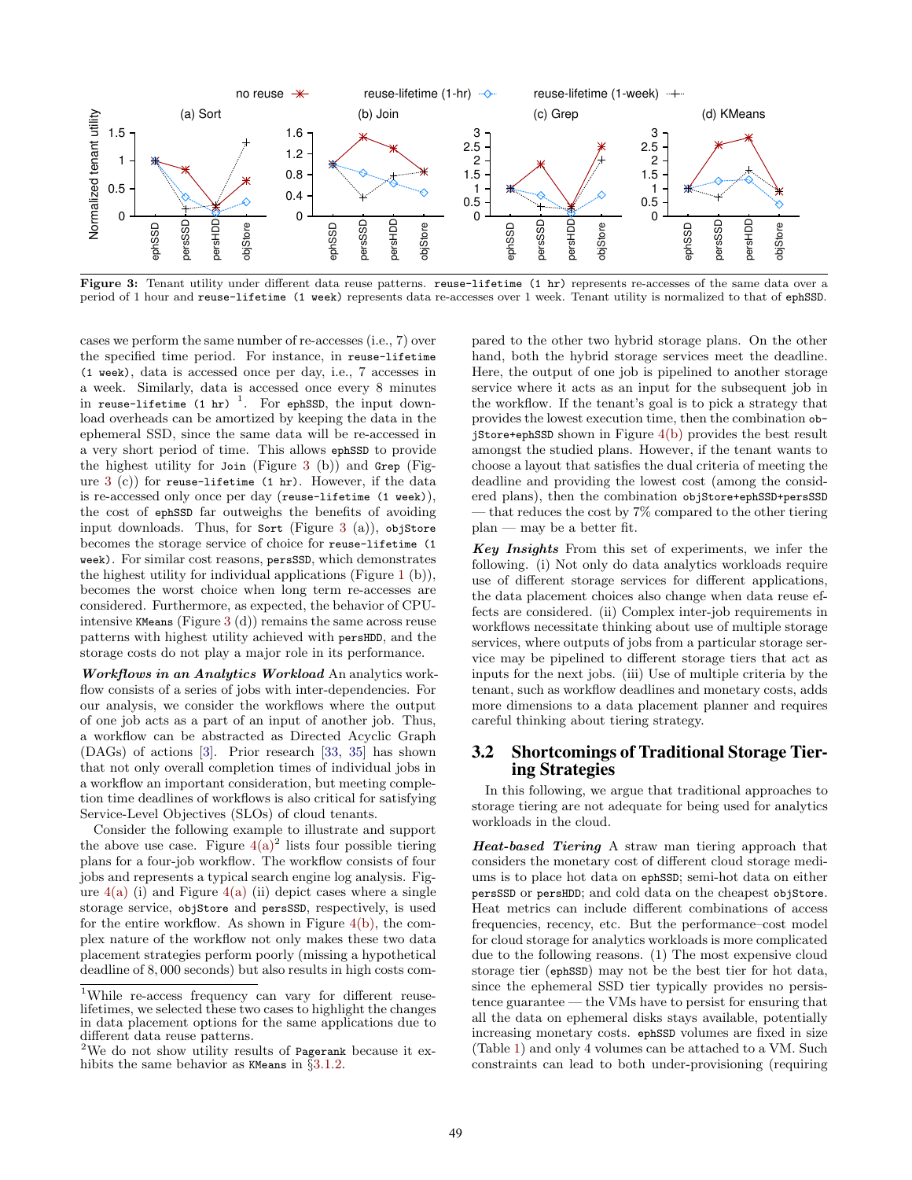**Figure 3:** Tenant utility under different data reuse patterns. `reuse-lifetime (1 hr)` represents re-accesses of the same data over a period of 1 hour and `reuse-lifetime (1 week)` represents data re-accesses over 1 week. Tenant utility is normalized to that of `ephSSD`.

cases we perform the same number of re-accesses (i.e., 7) over the specified time period. For instance, in `reuse-lifetime (1 week)`, data is accessed once per day, i.e., 7 accesses in a week. Similarly, data is accessed once every 8 minutes in `reuse-lifetime (1 hr)` [1]. For `ephSSD`, the input download overheads can be amortized by keeping the data in the ephemeral SSD, since the same data will be re-accessed in a very short period of time. This allows `ephSSD` to provide the highest utility for `Join` (Figure 3 (b)) and `Grep` (Figure 3 (c)) for `reuse-lifetime (1 hr)`. However, if the data is re-accessed only once per day (`reuse-lifetime (1 week)`), the cost of `ephSSD` far outweighs the benefits of avoiding input downloads. Thus, for `Sort` (Figure 3 (a)), `objStore` becomes the storage service of choice for `reuse-lifetime (1 week)`. For similar cost reasons, `persSSD`, which demonstrates the highest utility for individual applications (Figure 1 (b)), becomes the worst choice when long term re-accesses are considered. Furthermore, as expected, the behavior of CPU-intensive `KMeans` (Figure 3 (d)) remains the same across reuse patterns with highest utility achieved with `persHDD`, and the storage costs do not play a major role in its performance.

***Workflows in an Analytics Workload*** An analytics workflow consists of a series of jobs with inter-dependencies. For our analysis, we consider the workflows where the output of one job acts as a part of an input of another job. Thus, a workflow can be abstracted as Directed Acyclic Graph (DAGs) of actions [3]. Prior research [33, 35] has shown that not only overall completion times of individual jobs in a workflow an important consideration, but meeting completion time deadlines of workflows is also critical for satisfying Service-Level Objectives (SLOs) of cloud tenants.

Consider the following example to illustrate and support the above use case. Figure 4(a)[2] lists four possible tiering plans for a four-job workflow. The workflow consists of four jobs and represents a typical search engine log analysis. Figure 4(a) (i) and Figure 4(a) (ii) depict cases where a single storage service, `objStore` and `persSSD`, respectively, is used for the entire workflow. As shown in Figure 4(b), the complex nature of the workflow not only makes these two data placement strategies perform poorly (missing a hypothetical deadline of 8,000 seconds) but also results in high costs compared to the other two hybrid storage plans. On the other hand, both the hybrid storage services meet the deadline. Here, the output of one job is pipelined to another storage service where it acts as an input for the subsequent job in the workflow. If the tenant's goal is to pick a strategy that provides the lowest execution time, then the combination `objStore+ephSSD` shown in Figure 4(b) provides the best result amongst the studied plans. However, if the tenant wants to choose a layout that satisfies the dual criteria of meeting the deadline and providing the lowest cost (among the considered plans), then the combination `objStore+ephSSD+persSSD` — that reduces the cost by 7% compared to the other tiering plan — may be a better fit.

***Key Insights*** From this set of experiments, we infer the following. (i) Not only do data analytics workloads require use of different storage services for different applications, the data placement choices also change when data reuse effects are considered. (ii) Complex inter-job requirements in workflows necessitate thinking about use of multiple storage services, where outputs of jobs from a particular storage service may be pipelined to different storage tiers that act as inputs for the next jobs. (iii) Use of multiple criteria by the tenant, such as workflow deadlines and monetary costs, adds more dimensions to a data placement planner and requires careful thinking about tiering strategy.

## 3.2 Shortcomings of Traditional Storage Tiering Strategies

In this following, we argue that traditional approaches to storage tiering are not adequate for being used for analytics workloads in the cloud.

***Heat-based Tiering*** A straw man tiering approach that considers the monetary cost of different cloud storage mediums is to place hot data on `ephSSD`; semi-hot data on either `persSSD` or `persHDD`; and cold data on the cheapest `objStore`. Heat metrics can include different combinations of access frequencies, recency, etc. But the performance–cost model for cloud storage for analytics workloads is more complicated due to the following reasons. (1) The most expensive cloud storage tier (`ephSSD`) may not be the best tier for hot data, since the ephemeral SSD tier typically provides no persistence guarantee — the VMs have to persist for ensuring that all the data on ephemeral disks stays available, potentially increasing monetary costs. `ephSSD` volumes are fixed in size (Table 1) and only 4 volumes can be attached to a VM. Such constraints can lead to both under-provisioning (requiring

[1] While re-access frequency can vary for different reuse-lifetimes, we selected these two cases to highlight the changes in data placement options for the same applications due to different data reuse patterns.

[2] We do not show utility results of `Pagerank` because it exhibits the same behavior as `KMeans` in §3.1.2.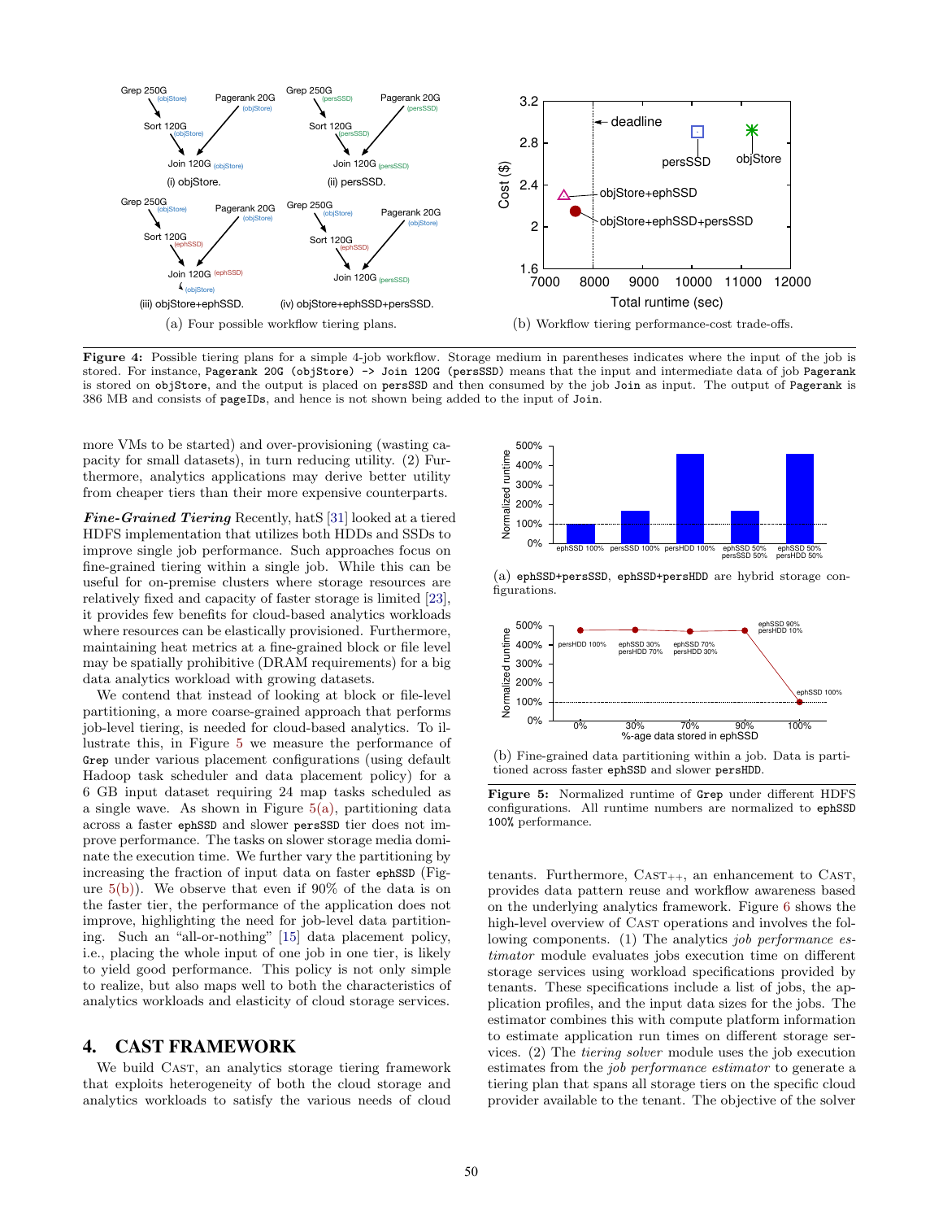(a) Four possible workflow tiering plans.

(b) Workflow tiering performance-cost trade-offs.

**Figure 4:** Possible tiering plans for a simple 4-job workflow. Storage medium in parentheses indicates where the input of the job is stored. For instance, `Pagerank 20G (objStore) -> Join 120G (persSSD)` means that the input and intermediate data of job `Pagerank` is stored on `objStore`, and the output is placed on `persSSD` and then consumed by the job `Join` as input. The output of `Pagerank` is 386 MB and consists of `pageIDs`, and hence is not shown being added to the input of `Join`.

more VMs to be started) and over-provisioning (wasting capacity for small datasets), in turn reducing utility. (2) Furthermore, analytics applications may derive better utility from cheaper tiers than their more expensive counterparts.

***Fine-Grained Tiering*** Recently, hatS [31] looked at a tiered HDFS implementation that utilizes both HDDs and SSDs to improve single job performance. Such approaches focus on fine-grained tiering within a single job. While this can be useful for on-premise clusters where storage resources are relatively fixed and capacity of faster storage is limited [23], it provides few benefits for cloud-based analytics workloads where resources can be elastically provisioned. Furthermore, maintaining heat metrics at a fine-grained block or file level may be spatially prohibitive (DRAM requirements) for a big data analytics workload with growing datasets.

We contend that instead of looking at block or file-level partitioning, a more coarse-grained approach that performs job-level tiering, is needed for cloud-based analytics. To illustrate this, in Figure 5 we measure the performance of `Grep` under various placement configurations (using default Hadoop task scheduler and data placement policy) for a 6 GB input dataset requiring 24 map tasks scheduled as a single wave. As shown in Figure 5(a), partitioning data across a faster `ephSSD` and slower `persSSD` tier does not improve performance. The tasks on slower storage media dominate the execution time. We further vary the partitioning by increasing the fraction of input data on faster `ephSSD` (Figure 5(b)). We observe that even if 90% of the data is on the faster tier, the performance of the application does not improve, highlighting the need for job-level data partitioning. Such an "all-or-nothing" [15] data placement policy, i.e., placing the whole input of one job in one tier, is likely to yield good performance. This policy is not only simple to realize, but also maps well to both the characteristics of analytics workloads and elasticity of cloud storage services.

(a) `ephSSD+persSSD`, `ephSSD+persHDD` are hybrid storage configurations.

(b) Fine-grained data partitioning within a job. Data is partitioned across faster `ephSSD` and slower `persHDD`.

**Figure 5:** Normalized runtime of `Grep` under different HDFS configurations. All runtime numbers are normalized to `ephSSD 100%` performance.

## 4. CAST FRAMEWORK

We build CAST, an analytics storage tiering framework that exploits heterogeneity of both the cloud storage and analytics workloads to satisfy the various needs of cloud tenants. Furthermore, CAST++, an enhancement to CAST, provides data pattern reuse and workflow awareness based on the underlying analytics framework. Figure 6 shows the high-level overview of CAST operations and involves the following components. (1) The analytics *job performance estimator* module evaluates jobs execution time on different storage services using workload specifications provided by tenants. These specifications include a list of jobs, the application profiles, and the input data sizes for the jobs. The estimator combines this with compute platform information to estimate application run times on different storage services. (2) The *tiering solver* module uses the job execution estimates from the *job performance estimator* to generate a tiering plan that spans all storage tiers on the specific cloud provider available to the tenant. The objective of the solver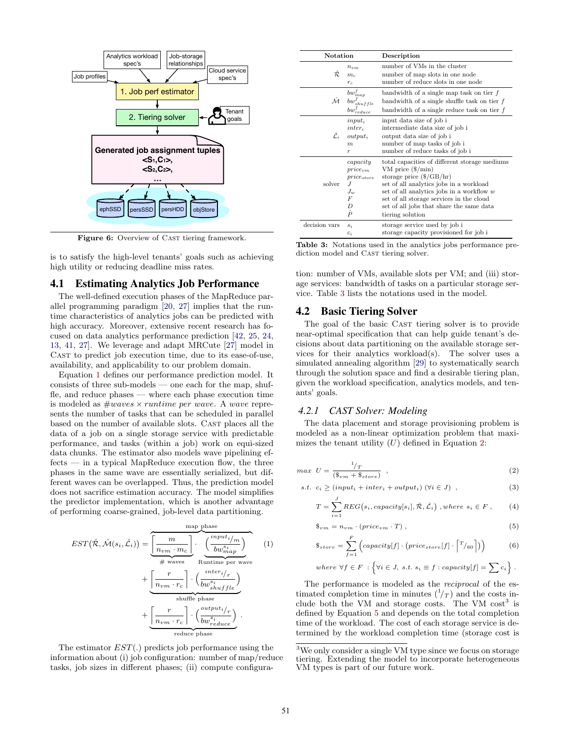Figure 6: Overview of CAST tiering framework.

is to satisfy the high-level tenants' goals such as achieving high utility or reducing deadline miss rates.

## 4.1 Estimating Analytics Job Performance

The well-defined execution phases of the MapReduce parallel programming paradigm [20, 27] implies that the runtime characteristics of analytics jobs can be predicted with high accuracy. Moreover, extensive recent research has focused on data analytics performance prediction [42, 25, 24, 13, 41, 27]. We leverage and adapt MRCute [27] model in CAST to predict job execution time, due to its ease-of-use, availability, and applicability to our problem domain.

Equation 1 defines our performance prediction model. It consists of three sub-models — one each for the map, shuffle, and reduce phases — where each phase execution time is modeled as $\#waves \times runtime\ per\ wave$. A *wave* represents the number of tasks that can be scheduled in parallel based on the number of available slots. CAST places all the data of a job on a single storage service with predictable performance, and tasks (within a job) work on equi-sized data chunks. The estimator also models wave pipelining effects — in a typical MapReduce execution flow, the three phases in the same wave are essentially serialized, but different waves can be overlapped. Thus, the prediction model does not sacrifice estimation accuracy. The model simplifies the predictor implementation, which is another advantage of performing coarse-grained, job-level data partitioning.

$$
\begin{aligned}
EST(\hat{\mathcal{R}}, \hat{\mathcal{M}}(s_i, \hat{\mathcal{L}_i})) = \; & \overbrace{\underbrace{\left\lceil \frac{m}{n_{vm} \cdot m_c} \right\rceil}_{\#\ \text{waves}} \cdot \underbrace{\left( \frac{input_i/m}{bw_{map}^{s_i}} \right)}_{\text{Runtime per wave}}}^{\text{map phase}} \\
& + \underbrace{\left\lceil \frac{r}{n_{vm} \cdot r_c} \right\rceil \cdot \left( \frac{inter_i/r}{bw_{shuffle}^{s_i}} \right)}_{\text{shuffle phase}} \\
& + \underbrace{\left\lceil \frac{r}{n_{vm} \cdot r_c} \right\rceil \cdot \left( \frac{output_i/r}{bw_{reduce}^{s_i}} \right)}_{\text{reduce phase}} .
\end{aligned}
\quad (1)
$$

The estimator $EST(.)$ predicts job performance using the information about (i) job configuration: number of map/reduce tasks, job sizes in different phases; (ii) compute configuration: number of VMs, available slots per VM; and (iii) storage services: bandwidth of tasks on a particular storage service. Table 3 lists the notations used in the model.

| Notation | | Description |
|---|---|---|
| $\hat{\mathcal{R}}$ | $n_{vm}$ | number of VMs in the cluster |
| | $m_c$ | number of map slots in one node |
| | $r_c$ | number of reduce slots in one node |
| $\hat{\mathcal{M}}$ | $bw_{map}^f$ | bandwidth of a single map task on tier $f$ |
| | $bw_{shuffle}^f$ | bandwidth of a single shuffle task on tier $f$ |
| | $bw_{reduce}^f$ | bandwidth of a single reduce task on tier $f$ |
| $\hat{\mathcal{L}_i}$ | $input_i$ | input data size of job i |
| | $inter_i$ | intermediate data size of job i |
| | $output_i$ | output data size of job i |
| | $m$ | number of map tasks of job i |
| | $r$ | number of reduce tasks of job i |
| solver | $capacity$ | total capacities of different storage mediums |
| | $price_{vm}$ | VM price ($/min) |
| | $price_{store}$ | storage price ($/GB/hr) |
| | $J$ | set of all analytics jobs in a workload |
| | $J_w$ | set of all analytics jobs in a workflow $w$ |
| | $F$ | set of all storage services in the cloud |
| | $D$ | set of all jobs that share the same data |
| | $\hat{P}$ | tiering solution |
| decision vars | $s_i$ | storage service used by job i |
| | $c_i$ | storage capacity provisioned for job i |

Table 3: Notations used in the analytics jobs performance prediction model and CAST tiering solver.

## 4.2 Basic Tiering Solver

The goal of the basic CAST tiering solver is to provide near-optimal specification that can help guide tenant's decisions about data partitioning on the available storage services for their analytics workload(s). The solver uses a simulated annealing algorithm [29] to systematically search through the solution space and find a desirable tiering plan, given the workload specification, analytics models, and tenants' goals.

### 4.2.1 CAST Solver: Modeling

The data placement and storage provisioning problem is modeled as a non-linear optimization problem that maximizes the tenant utility ($U$) defined in Equation 2:

$$max\ \ U = \frac{1/T}{(\$_{vm} + \$_{store})} \ \ , \quad (2)$$

$$s.t.\ \ c_i \geq (input_i + inter_i + output_i)\ (\forall i \in J)\ \ , \quad (3)$$

$$T = \sum_{i=1}^{J} REG\big(s_i, capacity[s_i], \hat{\mathcal{R}}, \hat{\mathcal{L}_i}\big)\ , where\ s_i \in F\ , \quad (4)$$

$$\$_{vm} = n_{vm} \cdot (price_{vm} \cdot T)\ , \quad (5)$$

$$\$_{store} = \sum_{f=1}^{F} \Big( capacity[f] \cdot \big( price_{store}[f] \cdot \lceil T/60 \rceil \big) \Big) \quad (6)$$

$$where\ \forall f \in F\ : \Big\{ \forall i \in J,\ s.t.\ s_i \equiv f : capacity[f] = \sum c_i \Big\}\ .$$

The performance is modeled as the *reciprocal* of the estimated completion time in minutes ($1/T$) and the costs include both the VM and storage costs. The VM cost[3] is defined by Equation 5 and depends on the total completion time of the workload. The cost of each storage service is determined by the workload completion time (storage cost is

[3] We only consider a single VM type since we focus on storage tiering. Extending the model to incorporate heterogeneous VM types is part of our future work.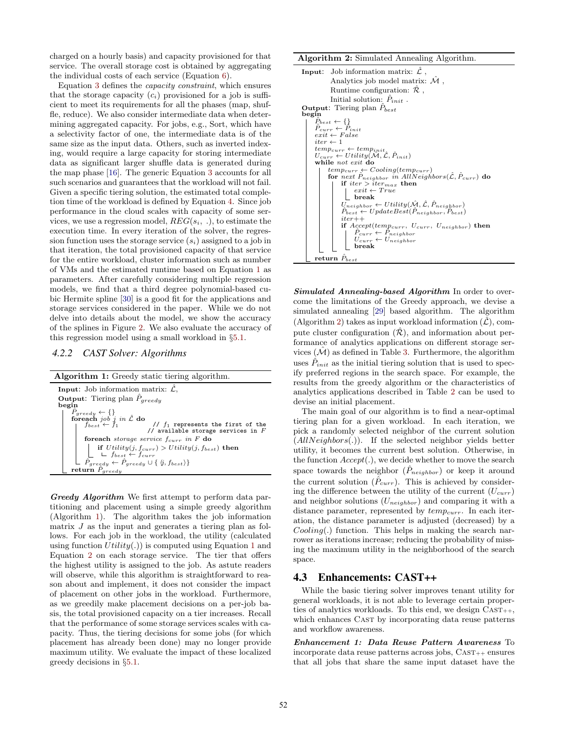charged on a hourly basis) and capacity provisioned for that service. The overall storage cost is obtained by aggregating the individual costs of each service (Equation 6).

Equation 3 defines the *capacity constraint*, which ensures that the storage capacity ($c_i$) provisioned for a job is sufficient to meet its requirements for all the phases (map, shuffle, reduce). We also consider intermediate data when determining aggregated capacity. For jobs, e.g., Sort, which have a selectivity factor of one, the intermediate data is of the same size as the input data. Others, such as inverted indexing, would require a large capacity for storing intermediate data as significant larger shuffle data is generated during the map phase [16]. The generic Equation 3 accounts for all such scenarios and guarantees that the workload will not fail. Given a specific tiering solution, the estimated total completion time of the workload is defined by Equation 4. Since job performance in the cloud scales with capacity of some services, we use a regression model, $REG(s_i, .)$, to estimate the execution time. In every iteration of the solver, the regression function uses the storage service ($s_i$) assigned to a job in that iteration, the total provisioned capacity of that service for the entire workload, cluster information such as number of VMs and the estimated runtime based on Equation 1 as parameters. After carefully considering multiple regression models, we find that a third degree polynomial-based cubic Hermite spline [30] is a good fit for the applications and storage services considered in the paper. While we do not delve into details about the model, we show the accuracy of the splines in Figure 2. We also evaluate the accuracy of this regression model using a small workload in §5.1.

### 4.2.2 CAST Solver: Algorithms

**Algorithm 1:** Greedy static tiering algorithm.

```
Input: Job information matrix: L̂,
Output: Tiering plan P̂_greedy
begin
    P̂_greedy ← {}
    foreach job ĵ in L̂ do
        f_best ← f_1          // f_1 represents the first of the
                              // available storage services in F
        foreach storage service f_curr in F do
            if Utility(j, f_curr) > Utility(j, f_best) then
                f_best ← f_curr
        P̂_greedy ← P̂_greedy ∪ {⟨ĵ, f_best⟩}
    return P̂_greedy
```

***Greedy Algorithm*** We first attempt to perform data partitioning and placement using a simple greedy algorithm (Algorithm 1). The algorithm takes the job information matrix $J$ as the input and generates a tiering plan as follows. For each job in the workload, the utility (calculated using function $Utility(.)$) is computed using Equation 1 and Equation 2 on each storage service. The tier that offers the highest utility is assigned to the job. As astute readers will observe, while this algorithm is straightforward to reason about and implement, it does not consider the impact of placement on other jobs in the workload. Furthermore, as we greedily make placement decisions on a per-job basis, the total provisioned capacity on a tier increases. Recall that the performance of some storage services scales with capacity. Thus, the tiering decisions for some jobs (for which placement has already been done) may no longer provide maximum utility. We evaluate the impact of these localized greedy decisions in §5.1.

**Algorithm 2:** Simulated Annealing Algorithm.

```
Input: Job information matrix: L̂ ,
       Analytics job model matrix: M̂ ,
       Runtime configuration: R̂ ,
       Initial solution: P̂_init .
Output: Tiering plan P̂_best
begin
    P̂_best ← {}
    P̂_curr ← P̂_init
    exit ← False
    iter ← 1
    temp_curr ← temp_init
    U_curr ← Utility(M̂, L̂, P̂_init)
    while not exit do
        temp_curr ← Cooling(temp_curr)
        for next P̂_neighbor in AllNeighbors(L̂, P̂_curr) do
            if iter > iter_max then
                exit ← True
                break
            U_neighbor ← Utility(M̂, L̂, P̂_neighbor)
            P̂_best ← UpdateBest(P̂_neighbor, P̂_best)
            iter++
            if Accept(temp_curr, U_curr, U_neighbor) then
                P̂_curr ← P̂_neighbor
                U_curr ← U_neighbor
                break
    return P̂_best
```

***Simulated Annealing-based Algorithm*** In order to overcome the limitations of the Greedy approach, we devise a simulated annealing [29] based algorithm. The algorithm (Algorithm 2) takes as input workload information ($\hat{\mathcal{L}}$), compute cluster configuration ($\hat{\mathcal{R}}$), and information about performance of analytics applications on different storage services ($\hat{\mathcal{M}}$) as defined in Table 3. Furthermore, the algorithm uses $\hat{P}_{init}$ as the initial tiering solution that is used to specify preferred regions in the search space. For example, the results from the greedy algorithm or the characteristics of analytics applications described in Table 2 can be used to devise an initial placement.

The main goal of our algorithm is to find a near-optimal tiering plan for a given workload. In each iteration, we pick a randomly selected neighbor of the current solution ($AllNeighbors(.)$). If the selected neighbor yields better utility, it becomes the current best solution. Otherwise, in the function $Accept(.)$, we decide whether to move the search space towards the neighbor ($\hat{P}_{neighbor}$) or keep it around the current solution ($\hat{P}_{curr}$). This is achieved by considering the difference between the utility of the current ($U_{curr}$) and neighbor solutions ($U_{neighbor}$) and comparing it with a distance parameter, represented by $temp_{curr}$. In each iteration, the distance parameter is adjusted (decreased) by a $Cooling(.)$ function. This helps in making the search narrower as iterations increase; reducing the probability of missing the maximum utility in the neighborhood of the search space.

## 4.3 Enhancements: CAST++

While the basic tiering solver improves tenant utility for general workloads, it is not able to leverage certain properties of analytics workloads. To this end, we design CAST++, which enhances CAST by incorporating data reuse patterns and workflow awareness.

***Enhancement 1: Data Reuse Pattern Awareness*** To incorporate data reuse patterns across jobs, CAST++ ensures that all jobs that share the same input dataset have the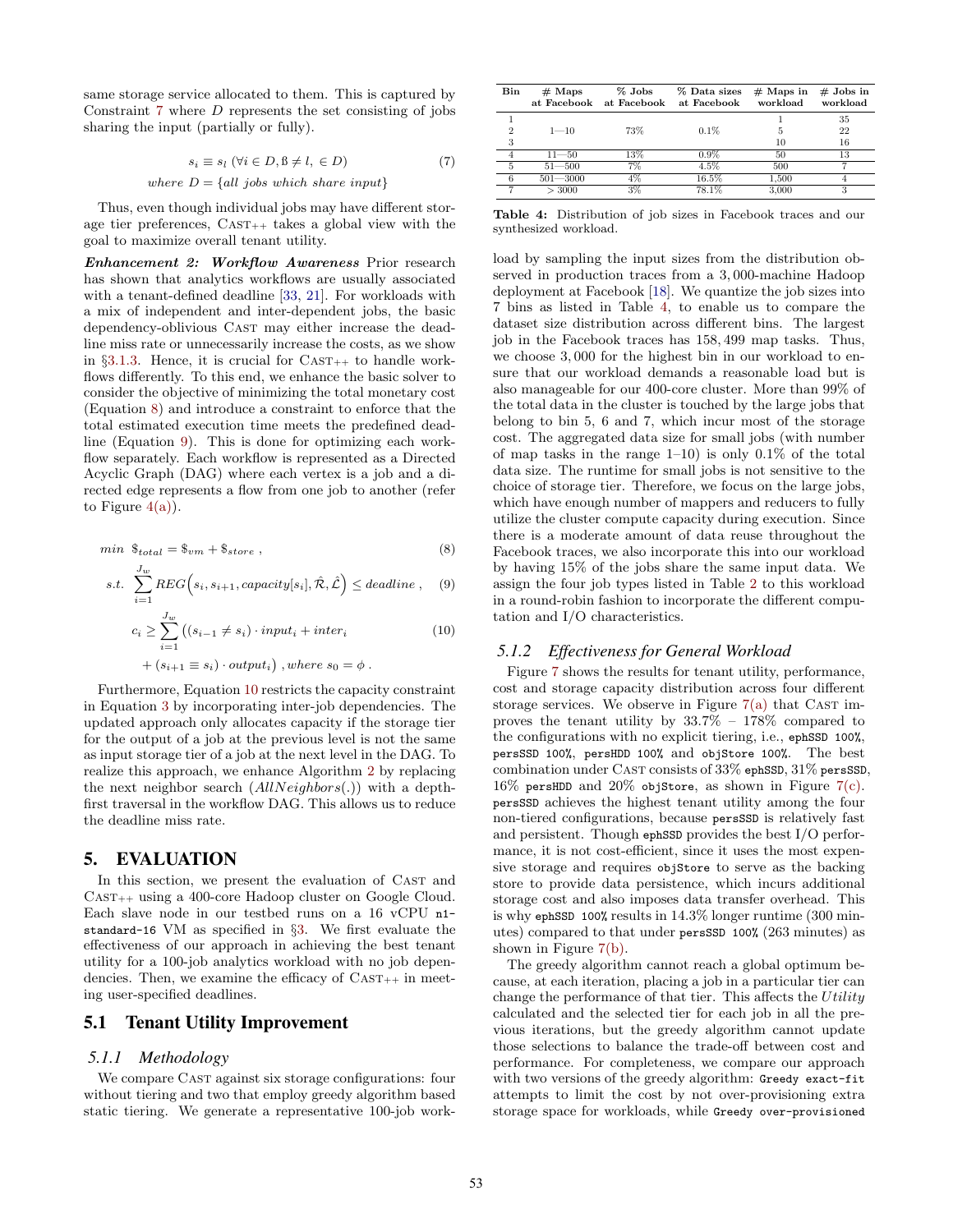same storage service allocated to them. This is captured by Constraint 7 where $D$ represents the set consisting of jobs sharing the input (partially or fully).

$$s_i \equiv s_l \; (\forall i \in D, \text{ß} \neq l, \in D) \quad (7)$$
$$where \; D = \{all \; jobs \; which \; share \; input\}$$

Thus, even though individual jobs may have different storage tier preferences, CAST++ takes a global view with the goal to maximize overall tenant utility.

***Enhancement 2: Workflow Awareness*** Prior research has shown that analytics workflows are usually associated with a tenant-defined deadline [33, 21]. For workloads with a mix of independent and inter-dependent jobs, the basic dependency-oblivious CAST may either increase the deadline miss rate or unnecessarily increase the costs, as we show in §3.1.3. Hence, it is crucial for CAST++ to handle workflows differently. To this end, we enhance the basic solver to consider the objective of minimizing the total monetary cost (Equation 8) and introduce a constraint to enforce that the total estimated execution time meets the predefined deadline (Equation 9). This is done for optimizing each workflow separately. Each workflow is represented as a Directed Acyclic Graph (DAG) where each vertex is a job and a directed edge represents a flow from one job to another (refer to Figure 4(a)).

$$min \;\; \$_{total} = \$_{vm} + \$_{store} \;, \quad (8)$$

$$s.t. \;\; \sum_{i=1}^{J_w} REG\Big(s_i, s_{i+1}, capacity[s_i], \hat{\mathcal{R}}, \hat{\mathcal{L}}\Big) \leq deadline \;, \quad (9)$$

$$c_i \geq \sum_{i=1}^{J_w} \big((s_{i-1} \neq s_i) \cdot input_i + inter_i \quad (10)$$
$$+ (s_{i+1} \equiv s_i) \cdot output_i\big) \;, where \; s_0 = \phi \;.$$

Furthermore, Equation 10 restricts the capacity constraint in Equation 3 by incorporating inter-job dependencies. The updated approach only allocates capacity if the storage tier for the output of a job at the previous level is not the same as input storage tier of a job at the next level in the DAG. To realize this approach, we enhance Algorithm 2 by replacing the next neighbor search ($AllNeighbors(.)$) with a depth-first traversal in the workflow DAG. This allows us to reduce the deadline miss rate.

# 5. EVALUATION

In this section, we present the evaluation of CAST and CAST++ using a 400-core Hadoop cluster on Google Cloud. Each slave node in our testbed runs on a 16 vCPU `n1-standard-16` VM as specified in §3. We first evaluate the effectiveness of our approach in achieving the best tenant utility for a 100-job analytics workload with no job dependencies. Then, we examine the efficacy of CAST++ in meeting user-specified deadlines.

## 5.1 Tenant Utility Improvement

### 5.1.1 Methodology

We compare CAST against six storage configurations: four without tiering and two that employ greedy algorithm based static tiering. We generate a representative 100-job workload by sampling the input sizes from the distribution observed in production traces from a 3,000-machine Hadoop deployment at Facebook [18]. We quantize the job sizes into 7 bins as listed in Table 4, to enable us to compare the dataset size distribution across different bins. The largest job in the Facebook traces has 158,499 map tasks. Thus, we choose 3,000 for the highest bin in our workload to ensure that our workload demands a reasonable load but is also manageable for our 400-core cluster. More than 99% of the total data in the cluster is touched by the large jobs that belong to bin 5, 6 and 7, which incur most of the storage cost. The aggregated data size for small jobs (with number of map tasks in the range 1–10) is only 0.1% of the total data size. The runtime for small jobs is not sensitive to the choice of storage tier. Therefore, we focus on the large jobs, which have enough number of mappers and reducers to fully utilize the cluster compute capacity during execution. Since there is a moderate amount of data reuse throughout the Facebook traces, we also incorporate this into our workload by having 15% of the jobs share the same input data. We assign the four job types listed in Table 2 to this workload in a round-robin fashion to incorporate the different computation and I/O characteristics.

| Bin | # Maps at Facebook | % Jobs at Facebook | % Data sizes at Facebook | # Maps in workload | # Jobs in workload |
|---|---|---|---|---|---|
| 1 | | | | 1 | 35 |
| 2 | 1—10 | 73% | 0.1% | 5 | 22 |
| 3 | | | | 10 | 16 |
| 4 | 11—50 | 13% | 0.9% | 50 | 13 |
| 5 | 51—500 | 7% | 4.5% | 500 | 7 |
| 6 | 501—3000 | 4% | 16.5% | 1,500 | 4 |
| 7 | > 3000 | 3% | 78.1% | 3,000 | 3 |

**Table 4:** Distribution of job sizes in Facebook traces and our synthesized workload.

### 5.1.2 Effectiveness for General Workload

Figure 7 shows the results for tenant utility, performance, cost and storage capacity distribution across four different storage services. We observe in Figure 7(a) that CAST improves the tenant utility by 33.7% – 178% compared to the configurations with no explicit tiering, i.e., `ephSSD 100%`, `persSSD 100%`, `persHDD 100%` and `objStore 100%`. The best combination under CAST consists of 33% `ephSSD`, 31% `persSSD`, 16% `persHDD` and 20% `objStore`, as shown in Figure 7(c). `persSSD` achieves the highest tenant utility among the four non-tiered configurations, because `persSSD` is relatively fast and persistent. Though `ephSSD` provides the best I/O performance, it is not cost-efficient, since it uses the most expensive storage and requires `objStore` to serve as the backing store to provide data persistence, which incurs additional storage cost and also imposes data transfer overhead. This is why `ephSSD 100%` results in 14.3% longer runtime (300 minutes) compared to that under `persSSD 100%` (263 minutes) as shown in Figure 7(b).

The greedy algorithm cannot reach a global optimum because, at each iteration, placing a job in a particular tier can change the performance of that tier. This affects the $Utility$ calculated and the selected tier for each job in all the previous iterations, but the greedy algorithm cannot update those selections to balance the trade-off between cost and performance. For completeness, we compare our approach with two versions of the greedy algorithm: `Greedy exact-fit` attempts to limit the cost by not over-provisioning extra storage space for workloads, while `Greedy over-provisioned`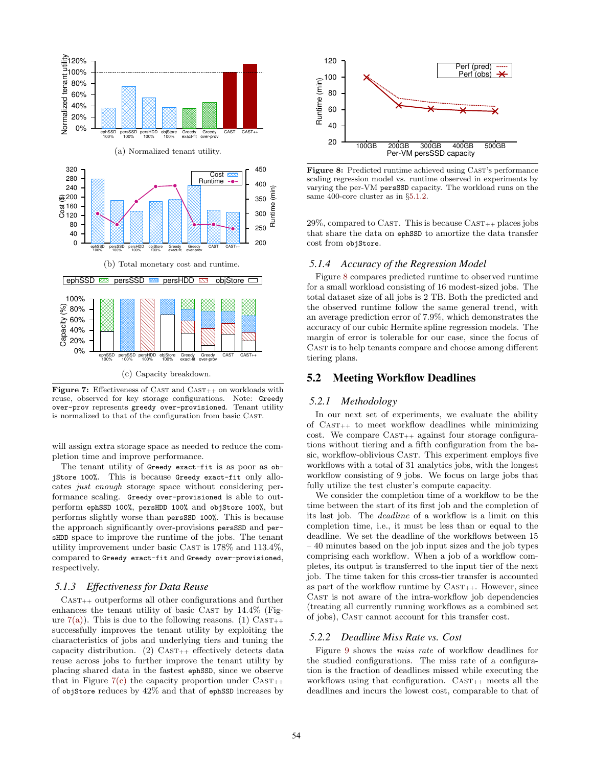(a) Normalized tenant utility.

(b) Total monetary cost and runtime.

(c) Capacity breakdown.

**Figure 7:** Effectiveness of CAST and CAST++ on workloads with reuse, observed for key storage configurations. Note: `Greedy over-prov` represents `greedy over-provisioned`. Tenant utility is normalized to that of the configuration from basic CAST.

will assign extra storage space as needed to reduce the completion time and improve performance.

The tenant utility of `Greedy exact-fit` is as poor as `objStore 100%`. This is because `Greedy exact-fit` only allocates *just enough* storage space without considering performance scaling. `Greedy over-provisioned` is able to outperform `ephSSD 100%`, `persHDD 100%` and `objStore 100%`, but performs slightly worse than `persSSD 100%`. This is because the approach significantly over-provisions `persSSD` and `persHDD` space to improve the runtime of the jobs. The tenant utility improvement under basic CAST is 178% and 113.4%, compared to `Greedy exact-fit` and `Greedy over-provisioned`, respectively.

### 5.1.3 Effectiveness for Data Reuse

CAST++ outperforms all other configurations and further enhances the tenant utility of basic CAST by 14.4% (Figure 7(a)). This is due to the following reasons. (1) CAST++ successfully improves the tenant utility by exploiting the characteristics of jobs and underlying tiers and tuning the capacity distribution. (2) CAST++ effectively detects data reuse across jobs to further improve the tenant utility by placing shared data in the fastest `ephSSD`, since we observe that in Figure 7(c) the capacity proportion under CAST++ of `objStore` reduces by 42% and that of `ephSSD` increases by 29%, compared to CAST. This is because CAST++ places jobs that share the data on `ephSSD` to amortize the data transfer cost from `objStore`.

**Figure 8:** Predicted runtime achieved using CAST's performance scaling regression model vs. runtime observed in experiments by varying the per-VM `persSSD` capacity. The workload runs on the same 400-core cluster as in §5.1.2.

### 5.1.4 Accuracy of the Regression Model

Figure 8 compares predicted runtime to observed runtime for a small workload consisting of 16 modest-sized jobs. The total dataset size of all jobs is 2 TB. Both the predicted and the observed runtime follow the same general trend, with an average prediction error of 7.9%, which demonstrates the accuracy of our cubic Hermite spline regression models. The margin of error is tolerable for our case, since the focus of CAST is to help tenants compare and choose among different tiering plans.

## 5.2 Meeting Workflow Deadlines

### 5.2.1 Methodology

In our next set of experiments, we evaluate the ability of CAST++ to meet workflow deadlines while minimizing cost. We compare CAST++ against four storage configurations without tiering and a fifth configuration from the basic, workflow-oblivious CAST. This experiment employs five workflows with a total of 31 analytics jobs, with the longest workflow consisting of 9 jobs. We focus on large jobs that fully utilize the test cluster's compute capacity.

We consider the completion time of a workflow to be the time between the start of its first job and the completion of its last job. The *deadline* of a workflow is a limit on this completion time, i.e., it must be less than or equal to the deadline. We set the deadline of the workflows between 15 – 40 minutes based on the job input sizes and the job types comprising each workflow. When a job of a workflow completes, its output is transferred to the input tier of the next job. The time taken for this cross-tier transfer is accounted as part of the workflow runtime by CAST++. However, since CAST is not aware of the intra-workflow job dependencies (treating all currently running workflows as a combined set of jobs), CAST cannot account for this transfer cost.

### 5.2.2 Deadline Miss Rate vs. Cost

Figure 9 shows the *miss rate* of workflow deadlines for the studied configurations. The miss rate of a configuration is the fraction of deadlines missed while executing the workflows using that configuration. CAST++ meets all the deadlines and incurs the lowest cost, comparable to that of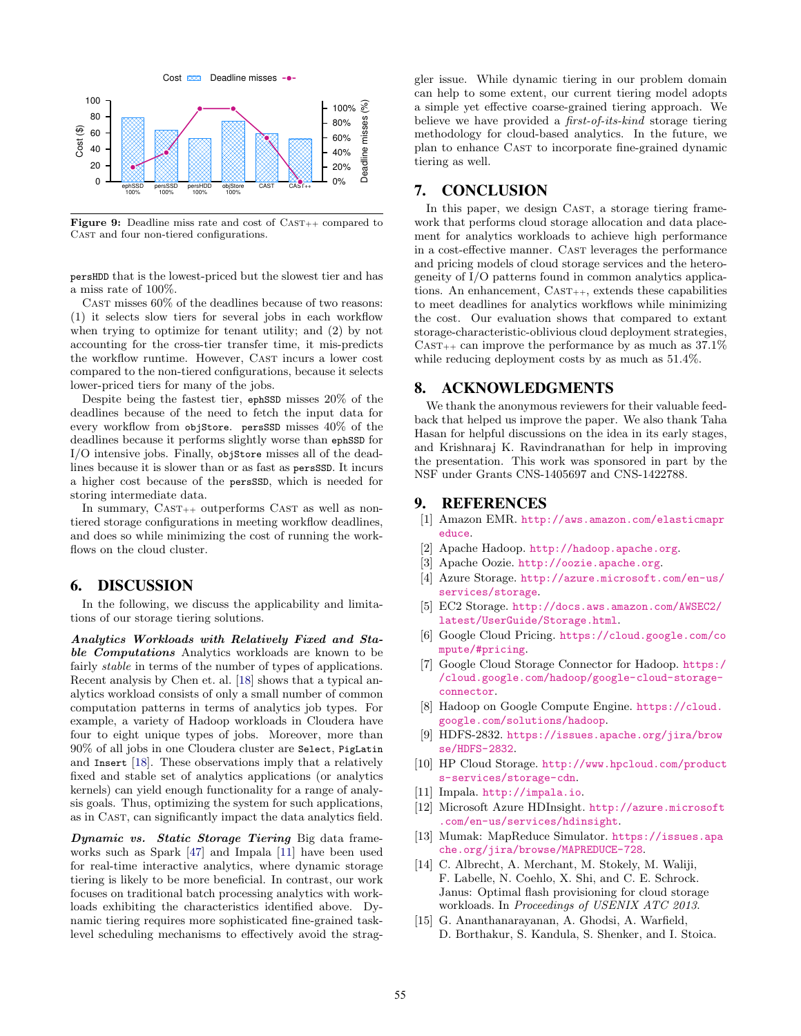Figure 9: Deadline miss rate and cost of CAST++ compared to CAST and four non-tiered configurations.

persHDD that is the lowest-priced but the slowest tier and has a miss rate of 100%.

CAST misses 60% of the deadlines because of two reasons: (1) it selects slow tiers for several jobs in each workflow when trying to optimize for tenant utility; and (2) by not accounting for the cross-tier transfer time, it mis-predicts the workflow runtime. However, CAST incurs a lower cost compared to the non-tiered configurations, because it selects lower-priced tiers for many of the jobs.

Despite being the fastest tier, ephSSD misses 20% of the deadlines because of the need to fetch the input data for every workflow from objStore. persSSD misses 40% of the deadlines because it performs slightly worse than ephSSD for I/O intensive jobs. Finally, objStore misses all of the deadlines because it is slower than or as fast as persSSD. It incurs a higher cost because of the persSSD, which is needed for storing intermediate data.

In summary, CAST++ outperforms CAST as well as non-tiered storage configurations in meeting workflow deadlines, and does so while minimizing the cost of running the workflows on the cloud cluster.

# 6. DISCUSSION

In the following, we discuss the applicability and limitations of our storage tiering solutions.

***Analytics Workloads with Relatively Fixed and Stable Computations*** Analytics workloads are known to be fairly *stable* in terms of the number of types of applications. Recent analysis by Chen et. al. [18] shows that a typical analytics workload consists of only a small number of common computation patterns in terms of analytics job types. For example, a variety of Hadoop workloads in Cloudera have four to eight unique types of jobs. Moreover, more than 90% of all jobs in one Cloudera cluster are Select, PigLatin and Insert [18]. These observations imply that a relatively fixed and stable set of analytics applications (or analytics kernels) can yield enough functionality for a range of analysis goals. Thus, optimizing the system for such applications, as in CAST, can significantly impact the data analytics field.

***Dynamic vs. Static Storage Tiering*** Big data frameworks such as Spark [47] and Impala [11] have been used for real-time interactive analytics, where dynamic storage tiering is likely to be more beneficial. In contrast, our work focuses on traditional batch processing analytics with workloads exhibiting the characteristics identified above. Dynamic tiering requires more sophisticated fine-grained task-level scheduling mechanisms to effectively avoid the straggler issue. While dynamic tiering in our problem domain can help to some extent, our current tiering model adopts a simple yet effective coarse-grained tiering approach. We believe we have provided a *first-of-its-kind* storage tiering methodology for cloud-based analytics. In the future, we plan to enhance CAST to incorporate fine-grained dynamic tiering as well.

# 7. CONCLUSION

In this paper, we design CAST, a storage tiering framework that performs cloud storage allocation and data placement for analytics workloads to achieve high performance in a cost-effective manner. CAST leverages the performance and pricing models of cloud storage services and the heterogeneity of I/O patterns found in common analytics applications. An enhancement, CAST++, extends these capabilities to meet deadlines for analytics workflows while minimizing the cost. Our evaluation shows that compared to extant storage-characteristic-oblivious cloud deployment strategies, CAST++ can improve the performance by as much as 37.1% while reducing deployment costs by as much as 51.4%.

# 8. ACKNOWLEDGMENTS

We thank the anonymous reviewers for their valuable feedback that helped us improve the paper. We also thank Taha Hasan for helpful discussions on the idea in its early stages, and Krishnaraj K. Ravindranathan for help in improving the presentation. This work was sponsored in part by the NSF under Grants CNS-1405697 and CNS-1422788.

# 9. REFERENCES

[1] Amazon EMR. http://aws.amazon.com/elasticmapreduce.

[2] Apache Hadoop. http://hadoop.apache.org.

[3] Apache Oozie. http://oozie.apache.org.

[4] Azure Storage. http://azure.microsoft.com/en-us/services/storage.

[5] EC2 Storage. http://docs.aws.amazon.com/AWSEC2/latest/UserGuide/Storage.html.

[6] Google Cloud Pricing. https://cloud.google.com/compute/#pricing.

[7] Google Cloud Storage Connector for Hadoop. https://cloud.google.com/hadoop/google-cloud-storage-connector.

[8] Hadoop on Google Compute Engine. https://cloud.google.com/solutions/hadoop.

[9] HDFS-2832. https://issues.apache.org/jira/browse/HDFS-2832.

[10] HP Cloud Storage. http://www.hpcloud.com/products-services/storage-cdn.

[11] Impala. http://impala.io.

[12] Microsoft Azure HDInsight. http://azure.microsoft.com/en-us/services/hdinsight.

[13] Mumak: MapReduce Simulator. https://issues.apache.org/jira/browse/MAPREDUCE-728.

[14] C. Albrecht, A. Merchant, M. Stokely, M. Waliji, F. Labelle, N. Coehlo, X. Shi, and C. E. Schrock. Janus: Optimal flash provisioning for cloud storage workloads. In *Proceedings of USENIX ATC 2013*.

[15] G. Ananthanarayanan, A. Ghodsi, A. Warfield, D. Borthakur, S. Kandula, S. Shenker, and I. Stoica.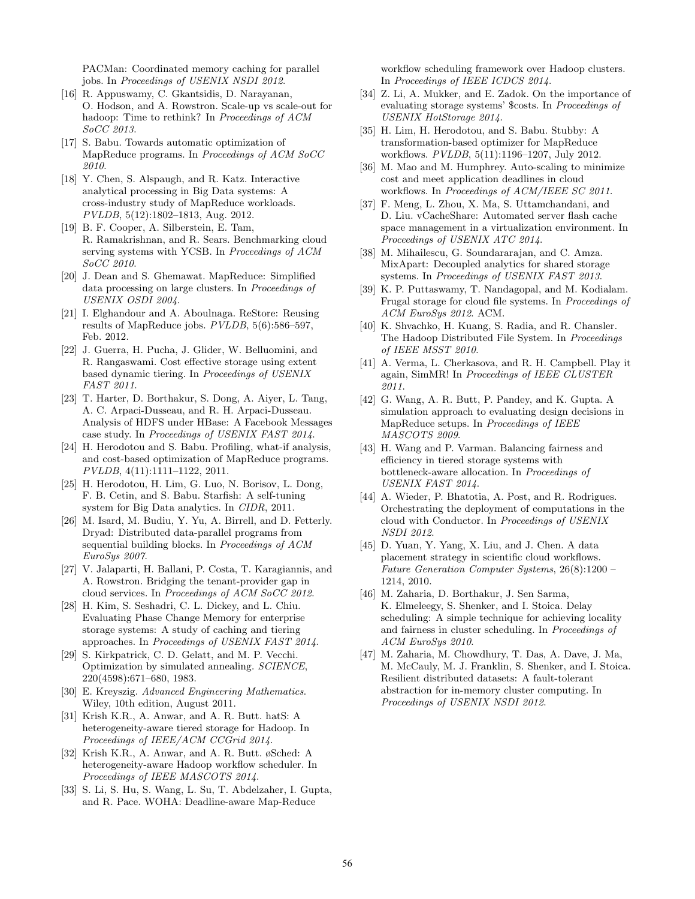PACMan: Coordinated memory caching for parallel jobs. In *Proceedings of USENIX NSDI 2012*.

[16] R. Appuswamy, C. Gkantsidis, D. Narayanan, O. Hodson, and A. Rowstron. Scale-up vs scale-out for hadoop: Time to rethink? In *Proceedings of ACM SoCC 2013*.

[17] S. Babu. Towards automatic optimization of MapReduce programs. In *Proceedings of ACM SoCC 2010*.

[18] Y. Chen, S. Alspaugh, and R. Katz. Interactive analytical processing in Big Data systems: A cross-industry study of MapReduce workloads. *PVLDB*, 5(12):1802–1813, Aug. 2012.

[19] B. F. Cooper, A. Silberstein, E. Tam, R. Ramakrishnan, and R. Sears. Benchmarking cloud serving systems with YCSB. In *Proceedings of ACM SoCC 2010*.

[20] J. Dean and S. Ghemawat. MapReduce: Simplified data processing on large clusters. In *Proceedings of USENIX OSDI 2004*.

[21] I. Elghandour and A. Aboulnaga. ReStore: Reusing results of MapReduce jobs. *PVLDB*, 5(6):586–597, Feb. 2012.

[22] J. Guerra, H. Pucha, J. Glider, W. Belluomini, and R. Rangaswami. Cost effective storage using extent based dynamic tiering. In *Proceedings of USENIX FAST 2011*.

[23] T. Harter, D. Borthakur, S. Dong, A. Aiyer, L. Tang, A. C. Arpaci-Dusseau, and R. H. Arpaci-Dusseau. Analysis of HDFS under HBase: A Facebook Messages case study. In *Proceedings of USENIX FAST 2014*.

[24] H. Herodotou and S. Babu. Profiling, what-if analysis, and cost-based optimization of MapReduce programs. *PVLDB*, 4(11):1111–1122, 2011.

[25] H. Herodotou, H. Lim, G. Luo, N. Borisov, L. Dong, F. B. Cetin, and S. Babu. Starfish: A self-tuning system for Big Data analytics. In *CIDR*, 2011.

[26] M. Isard, M. Budiu, Y. Yu, A. Birrell, and D. Fetterly. Dryad: Distributed data-parallel programs from sequential building blocks. In *Proceedings of ACM EuroSys 2007*.

[27] V. Jalaparti, H. Ballani, P. Costa, T. Karagiannis, and A. Rowstron. Bridging the tenant-provider gap in cloud services. In *Proceedings of ACM SoCC 2012*.

[28] H. Kim, S. Seshadri, C. L. Dickey, and L. Chiu. Evaluating Phase Change Memory for enterprise storage systems: A study of caching and tiering approaches. In *Proceedings of USENIX FAST 2014*.

[29] S. Kirkpatrick, C. D. Gelatt, and M. P. Vecchi. Optimization by simulated annealing. *SCIENCE*, 220(4598):671–680, 1983.

[30] E. Kreyszig. *Advanced Engineering Mathematics*. Wiley, 10th edition, August 2011.

[31] Krish K.R., A. Anwar, and A. R. Butt. hatS: A heterogeneity-aware tiered storage for Hadoop. In *Proceedings of IEEE/ACM CCGrid 2014*.

[32] Krish K.R., A. Anwar, and A. R. Butt. øSched: A heterogeneity-aware Hadoop workflow scheduler. In *Proceedings of IEEE MASCOTS 2014*.

[33] S. Li, S. Hu, S. Wang, L. Su, T. Abdelzaher, I. Gupta, and R. Pace. WOHA: Deadline-aware Map-Reduce workflow scheduling framework over Hadoop clusters. In *Proceedings of IEEE ICDCS 2014*.

[34] Z. Li, A. Mukker, and E. Zadok. On the importance of evaluating storage systems' $costs. In *Proceedings of USENIX HotStorage 2014*.

[35] H. Lim, H. Herodotou, and S. Babu. Stubby: A transformation-based optimizer for MapReduce workflows. *PVLDB*, 5(11):1196–1207, July 2012.

[36] M. Mao and M. Humphrey. Auto-scaling to minimize cost and meet application deadlines in cloud workflows. In *Proceedings of ACM/IEEE SC 2011*.

[37] F. Meng, L. Zhou, X. Ma, S. Uttamchandani, and D. Liu. vCacheShare: Automated server flash cache space management in a virtualization environment. In *Proceedings of USENIX ATC 2014*.

[38] M. Mihailescu, G. Soundararajan, and C. Amza. MixApart: Decoupled analytics for shared storage systems. In *Proceedings of USENIX FAST 2013*.

[39] K. P. Puttaswamy, T. Nandagopal, and M. Kodialam. Frugal storage for cloud file systems. In *Proceedings of ACM EuroSys 2012*. ACM.

[40] K. Shvachko, H. Kuang, S. Radia, and R. Chansler. The Hadoop Distributed File System. In *Proceedings of IEEE MSST 2010*.

[41] A. Verma, L. Cherkasova, and R. H. Campbell. Play it again, SimMR! In *Proceedings of IEEE CLUSTER 2011*.

[42] G. Wang, A. R. Butt, P. Pandey, and K. Gupta. A simulation approach to evaluating design decisions in MapReduce setups. In *Proceedings of IEEE MASCOTS 2009*.

[43] H. Wang and P. Varman. Balancing fairness and efficiency in tiered storage systems with bottleneck-aware allocation. In *Proceedings of USENIX FAST 2014*.

[44] A. Wieder, P. Bhatotia, A. Post, and R. Rodrigues. Orchestrating the deployment of computations in the cloud with Conductor. In *Proceedings of USENIX NSDI 2012*.

[45] D. Yuan, Y. Yang, X. Liu, and J. Chen. A data placement strategy in scientific cloud workflows. *Future Generation Computer Systems*, 26(8):1200 – 1214, 2010.

[46] M. Zaharia, D. Borthakur, J. Sen Sarma, K. Elmeleegy, S. Shenker, and I. Stoica. Delay scheduling: A simple technique for achieving locality and fairness in cluster scheduling. In *Proceedings of ACM EuroSys 2010*.

[47] M. Zaharia, M. Chowdhury, T. Das, A. Dave, J. Ma, M. McCauly, M. J. Franklin, S. Shenker, and I. Stoica. Resilient distributed datasets: A fault-tolerant abstraction for in-memory cluster computing. In *Proceedings of USENIX NSDI 2012*.